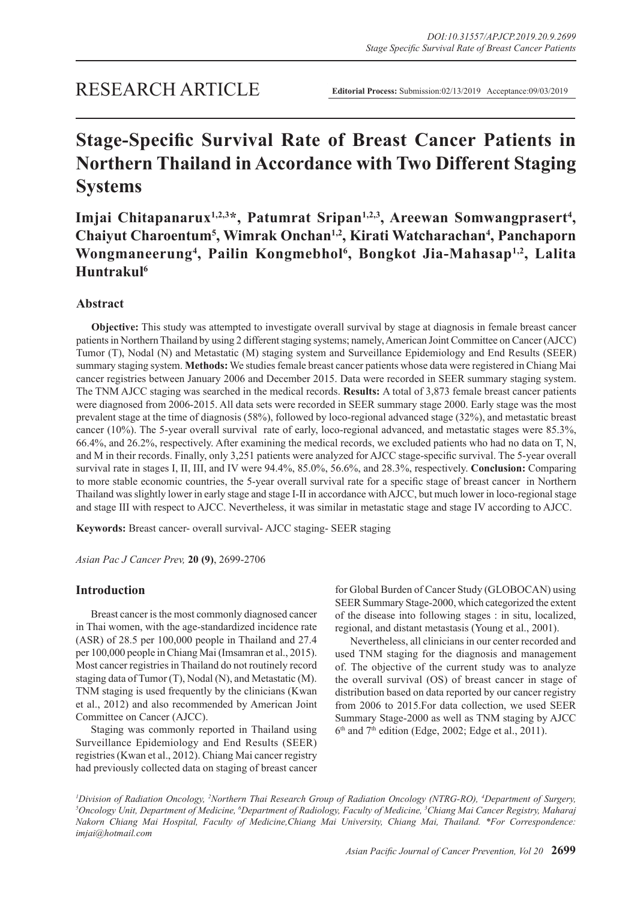RESEARCH ARTICLE

**Editorial Process:** Submission:02/13/2019 Acceptance:09/03/2019

# Stage-Specific Survival Rate of Breast Cancer Patients in Northern Thailand in Accordance with Two Different Staging Systems

**Imjai Chitapanarux[1,2,3]\*, Patumrat Sripan[1,2,3], Areewan Somwangprasert[4], Chaiyut Charoentum[5], Wimrak Onchan[1,2], Kirati Watcharachan[4], Panchaporn Wongmaneerung[4], Pailin Kongmebhol[6], Bongkot Jia-Mahasap[1,2], Lalita Huntrakul[6]**

## Abstract

**Objective:** This study was attempted to investigate overall survival by stage at diagnosis in female breast cancer patients in Northern Thailand by using 2 different staging systems; namely, American Joint Committee on Cancer (AJCC) Tumor (T), Nodal (N) and Metastatic (M) staging system and Surveillance Epidemiology and End Results (SEER) summary staging system. **Methods:** We studies female breast cancer patients whose data were registered in Chiang Mai cancer registries between January 2006 and December 2015. Data were recorded in SEER summary staging system. The TNM AJCC staging was searched in the medical records. **Results:** A total of 3,873 female breast cancer patients were diagnosed from 2006-2015. All data sets were recorded in SEER summary stage 2000. Early stage was the most prevalent stage at the time of diagnosis (58%), followed by loco-regional advanced stage (32%), and metastatic breast cancer (10%). The 5-year overall survival rate of early, loco-regional advanced, and metastatic stages were 85.3%, 66.4%, and 26.2%, respectively. After examining the medical records, we excluded patients who had no data on T, N, and M in their records. Finally, only 3,251 patients were analyzed for AJCC stage-specific survival. The 5-year overall survival rate in stages I, II, III, and IV were 94.4%, 85.0%, 56.6%, and 28.3%, respectively. **Conclusion:** Comparing to more stable economic countries, the 5-year overall survival rate for a specific stage of breast cancer in Northern Thailand was slightly lower in early stage and stage I-II in accordance with AJCC, but much lower in loco-regional stage and stage III with respect to AJCC. Nevertheless, it was similar in metastatic stage and stage IV according to AJCC.

**Keywords:** Breast cancer- overall survival- AJCC staging- SEER staging

*Asian Pac J Cancer Prev,* **20 (9)**, 2699-2706

## Introduction

Breast cancer is the most commonly diagnosed cancer in Thai women, with the age-standardized incidence rate (ASR) of 28.5 per 100,000 people in Thailand and 27.4 per 100,000 people in Chiang Mai (Imsamran et al., 2015). Most cancer registries in Thailand do not routinely record staging data of Tumor (T), Nodal (N), and Metastatic (M). TNM staging is used frequently by the clinicians (Kwan et al., 2012) and also recommended by American Joint Committee on Cancer (AJCC).

Staging was commonly reported in Thailand using Surveillance Epidemiology and End Results (SEER) registries (Kwan et al., 2012). Chiang Mai cancer registry had previously collected data on staging of breast cancer for Global Burden of Cancer Study (GLOBOCAN) using SEER Summary Stage-2000, which categorized the extent of the disease into following stages : in situ, localized, regional, and distant metastasis (Young et al., 2001).

Nevertheless, all clinicians in our center recorded and used TNM staging for the diagnosis and management of. The objective of the current study was to analyze the overall survival (OS) of breast cancer in stage of distribution based on data reported by our cancer registry from 2006 to 2015.For data collection, we used SEER Summary Stage-2000 as well as TNM staging by AJCC 6th and 7th edition (Edge, 2002; Edge et al., 2011).

[1]Division of Radiation Oncology, [2]Northern Thai Research Group of Radiation Oncology (NTRG-RO), [4]Department of Surgery, [5]Oncology Unit, Department of Medicine, [6]Department of Radiology, Faculty of Medicine, [3]Chiang Mai Cancer Registry, Maharaj Nakorn Chiang Mai Hospital, Faculty of Medicine,Chiang Mai University, Chiang Mai, Thailand. \*For Correspondence: imjai@hotmail.com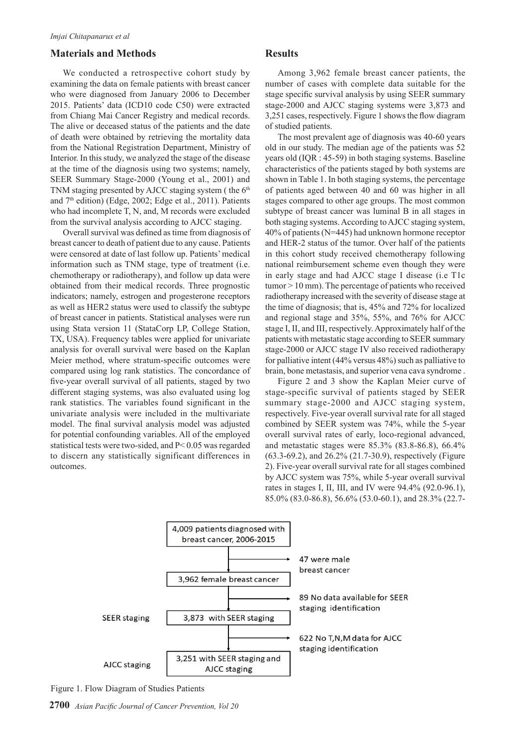## Materials and Methods

We conducted a retrospective cohort study by examining the data on female patients with breast cancer who were diagnosed from January 2006 to December 2015. Patients' data (ICD10 code C50) were extracted from Chiang Mai Cancer Registry and medical records. The alive or deceased status of the patients and the date of death were obtained by retrieving the mortality data from the National Registration Department, Ministry of Interior. In this study, we analyzed the stage of the disease at the time of the diagnosis using two systems; namely, SEER Summary Stage-2000 (Young et al., 2001) and TNM staging presented by AJCC staging system ( the 6th and 7th edition) (Edge, 2002; Edge et al., 2011). Patients who had incomplete T, N, and, M records were excluded from the survival analysis according to AJCC staging.

Overall survival was defined as time from diagnosis of breast cancer to death of patient due to any cause. Patients were censored at date of last follow up. Patients' medical information such as TNM stage, type of treatment (i.e. chemotherapy or radiotherapy), and follow up data were obtained from their medical records. Three prognostic indicators; namely, estrogen and progesterone receptors as well as HER2 status were used to classify the subtype of breast cancer in patients. Statistical analyses were run using Stata version 11 (StataCorp LP, College Station, TX, USA). Frequency tables were applied for univariate analysis for overall survival were based on the Kaplan Meier method, where stratum-specific outcomes were compared using log rank statistics. The concordance of five-year overall survival of all patients, staged by two different staging systems, was also evaluated using log rank statistics. The variables found significant in the univariate analysis were included in the multivariate model. The final survival analysis model was adjusted for potential confounding variables. All of the employed statistical tests were two-sided, and $P < 0.05$ was regarded to discern any statistically significant differences in outcomes.

## Results

Among 3,962 female breast cancer patients, the number of cases with complete data suitable for the stage specific survival analysis by using SEER summary stage-2000 and AJCC staging systems were 3,873 and 3,251 cases, respectively. Figure 1 shows the flow diagram of studied patients.

The most prevalent age of diagnosis was 40-60 years old in our study. The median age of the patients was 52 years old (IQR : 45-59) in both staging systems. Baseline characteristics of the patients staged by both systems are shown in Table 1. In both staging systems, the percentage of patients aged between 40 and 60 was higher in all stages compared to other age groups. The most common subtype of breast cancer was luminal B in all stages in both staging systems. According to AJCC staging system, 40% of patients (N=445) had unknown hormone receptor and HER-2 status of the tumor. Over half of the patients in this cohort study received chemotherapy following national reimbursement scheme even though they were in early stage and had AJCC stage I disease (i.e T1c tumor > 10 mm). The percentage of patients who received radiotherapy increased with the severity of disease stage at the time of diagnosis; that is, 45% and 72% for localized and regional stage and 35%, 55%, and 76% for AJCC stage I, II, and III, respectively. Approximately half of the patients with metastatic stage according to SEER summary stage-2000 or AJCC stage IV also received radiotherapy for palliative intent (44% versus 48%) such as palliative to brain, bone metastasis, and superior vena cava syndrome .

Figure 2 and 3 show the Kaplan Meier curve of stage-specific survival of patients staged by SEER summary stage-2000 and AJCC staging system, respectively. Five-year overall survival rate for all staged combined by SEER system was 74%, while the 5-year overall survival rates of early, loco-regional advanced, and metastatic stages were 85.3% (83.8-86.8), 66.4% (63.3-69.2), and 26.2% (21.7-30.9), respectively (Figure 2). Five-year overall survival rate for all stages combined by AJCC system was 75%, while 5-year overall survival rates in stages I, II, III, and IV were 94.4% (92.0-96.1), 85.0% (83.0-86.8), 56.6% (53.0-60.1), and 28.3% (22.7-

4,009 patients diagnosed with breast cancer, 2006-2015
→ 47 were male breast cancer
3,962 female breast cancer
→ 89 No data available for SEER staging identification
SEER staging: 3,873 with SEER staging
→ 622 No T,N,M data for AJCC staging identification
AJCC staging: 3,251 with SEER staging and AJCC staging

Figure 1. Flow Diagram of Studies Patients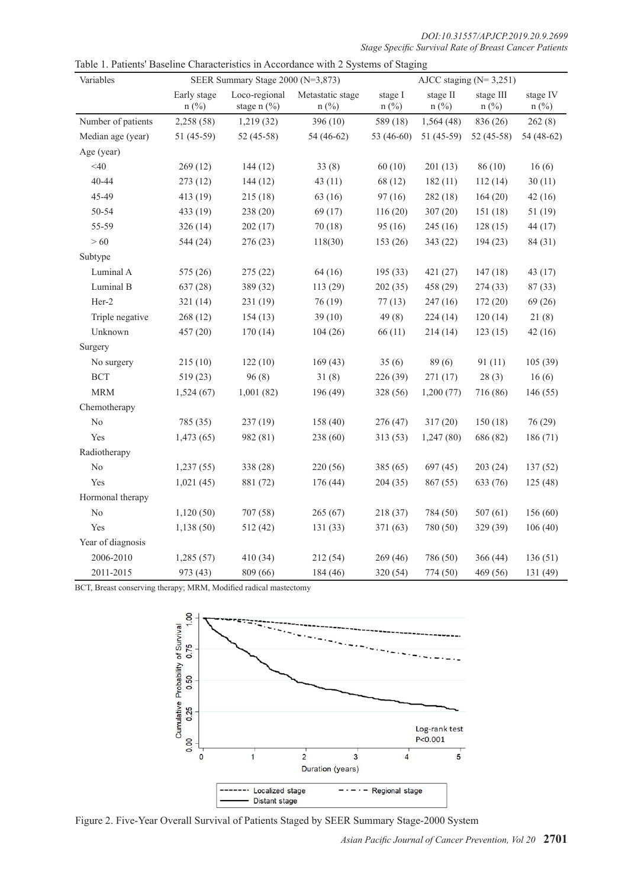Table 1. Patients' Baseline Characteristics in Accordance with 2 Systems of Staging

| Variables | SEER Summary Stage 2000 (N=3,873) | | | AJCC staging (N= 3,251) | | | |
|---|---|---|---|---|---|---|---|
| | Early stage n (%) | Loco-regional stage n (%) | Metastatic stage n (%) | stage I n (%) | stage II n (%) | stage III n (%) | stage IV n (%) |
| Number of patients | 2,258 (58) | 1,219 (32) | 396 (10) | 589 (18) | 1,564 (48) | 836 (26) | 262 (8) |
| Median age (year) | 51 (45-59) | 52 (45-58) | 54 (46-62) | 53 (46-60) | 51 (45-59) | 52 (45-58) | 54 (48-62) |
| Age (year) | | | | | | | |
| <40 | 269 (12) | 144 (12) | 33 (8) | 60 (10) | 201 (13) | 86 (10) | 16 (6) |
| 40-44 | 273 (12) | 144 (12) | 43 (11) | 68 (12) | 182 (11) | 112 (14) | 30 (11) |
| 45-49 | 413 (19) | 215 (18) | 63 (16) | 97 (16) | 282 (18) | 164 (20) | 42 (16) |
| 50-54 | 433 (19) | 238 (20) | 69 (17) | 116 (20) | 307 (20) | 151 (18) | 51 (19) |
| 55-59 | 326 (14) | 202 (17) | 70 (18) | 95 (16) | 245 (16) | 128 (15) | 44 (17) |
| > 60 | 544 (24) | 276 (23) | 118(30) | 153 (26) | 343 (22) | 194 (23) | 84 (31) |
| Subtype | | | | | | | |
| Luminal A | 575 (26) | 275 (22) | 64 (16) | 195 (33) | 421 (27) | 147 (18) | 43 (17) |
| Luminal B | 637 (28) | 389 (32) | 113 (29) | 202 (35) | 458 (29) | 274 (33) | 87 (33) |
| Her-2 | 321 (14) | 231 (19) | 76 (19) | 77 (13) | 247 (16) | 172 (20) | 69 (26) |
| Triple negative | 268 (12) | 154 (13) | 39 (10) | 49 (8) | 224 (14) | 120 (14) | 21 (8) |
| Unknown | 457 (20) | 170 (14) | 104 (26) | 66 (11) | 214 (14) | 123 (15) | 42 (16) |
| Surgery | | | | | | | |
| No surgery | 215 (10) | 122 (10) | 169 (43) | 35 (6) | 89 (6) | 91 (11) | 105 (39) |
| BCT | 519 (23) | 96 (8) | 31 (8) | 226 (39) | 271 (17) | 28 (3) | 16 (6) |
| MRM | 1,524 (67) | 1,001 (82) | 196 (49) | 328 (56) | 1,200 (77) | 716 (86) | 146 (55) |
| Chemotherapy | | | | | | | |
| No | 785 (35) | 237 (19) | 158 (40) | 276 (47) | 317 (20) | 150 (18) | 76 (29) |
| Yes | 1,473 (65) | 982 (81) | 238 (60) | 313 (53) | 1,247 (80) | 686 (82) | 186 (71) |
| Radiotherapy | | | | | | | |
| No | 1,237 (55) | 338 (28) | 220 (56) | 385 (65) | 697 (45) | 203 (24) | 137 (52) |
| Yes | 1,021 (45) | 881 (72) | 176 (44) | 204 (35) | 867 (55) | 633 (76) | 125 (48) |
| Hormonal therapy | | | | | | | |
| No | 1,120 (50) | 707 (58) | 265 (67) | 218 (37) | 784 (50) | 507 (61) | 156 (60) |
| Yes | 1,138 (50) | 512 (42) | 131 (33) | 371 (63) | 780 (50) | 329 (39) | 106 (40) |
| Year of diagnosis | | | | | | | |
| 2006-2010 | 1,285 (57) | 410 (34) | 212 (54) | 269 (46) | 786 (50) | 366 (44) | 136 (51) |
| 2011-2015 | 973 (43) | 809 (66) | 184 (46) | 320 (54) | 774 (50) | 469 (56) | 131 (49) |

BCT, Breast conserving therapy; MRM, Modified radical mastectomy

Figure 2. Five-Year Overall Survival of Patients Staged by SEER Summary Stage-2000 System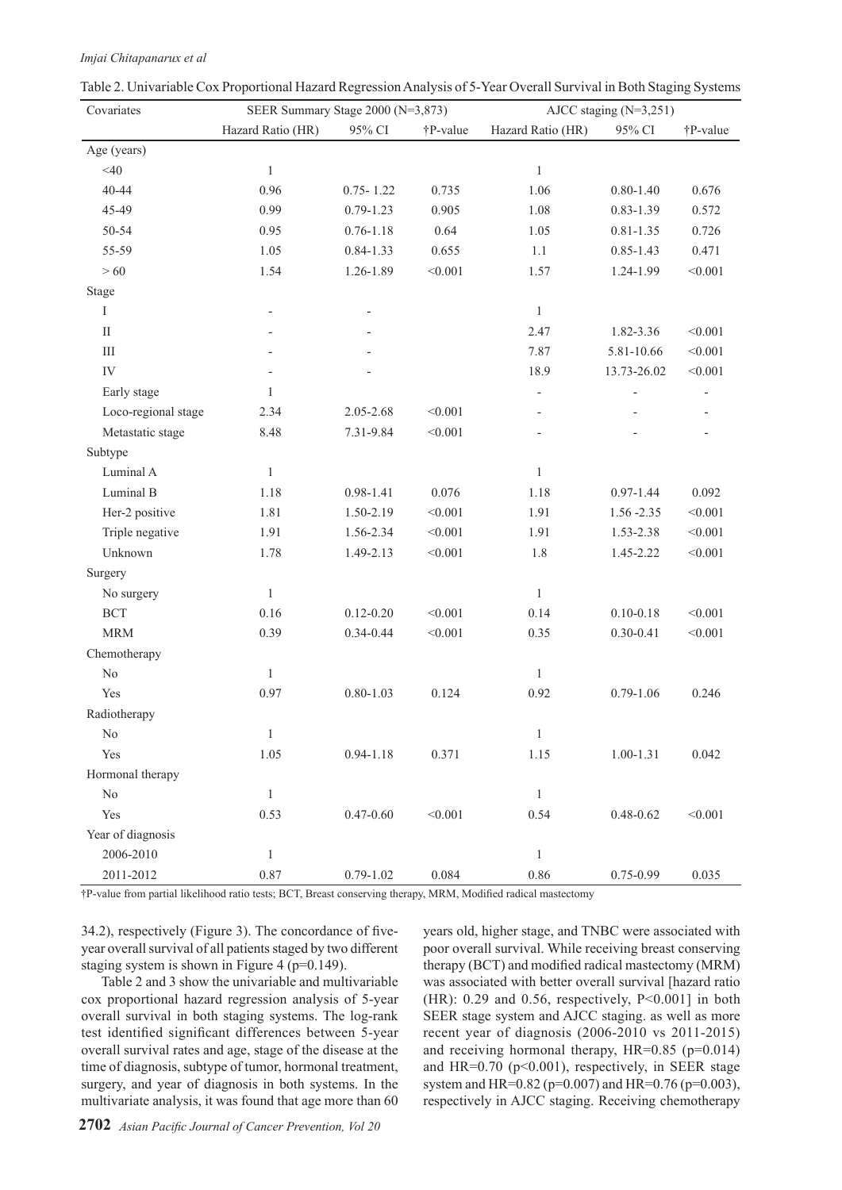Table 2. Univariable Cox Proportional Hazard Regression Analysis of 5-Year Overall Survival in Both Staging Systems

| Covariates | SEER Summary Stage 2000 (N=3,873) | | | AJCC staging (N=3,251) | | |
|---|---|---|---|---|---|---|
| | Hazard Ratio (HR) | 95% CI | †P-value | Hazard Ratio (HR) | 95% CI | †P-value |
| Age (years) | | | | | | |
| <40 | 1 | | | 1 | | |
| 40-44 | 0.96 | 0.75- 1.22 | 0.735 | 1.06 | 0.80-1.40 | 0.676 |
| 45-49 | 0.99 | 0.79-1.23 | 0.905 | 1.08 | 0.83-1.39 | 0.572 |
| 50-54 | 0.95 | 0.76-1.18 | 0.64 | 1.05 | 0.81-1.35 | 0.726 |
| 55-59 | 1.05 | 0.84-1.33 | 0.655 | 1.1 | 0.85-1.43 | 0.471 |
| > 60 | 1.54 | 1.26-1.89 | <0.001 | 1.57 | 1.24-1.99 | <0.001 |
| Stage | | | | | | |
| I | - | - | | 1 | | |
| II | - | - | | 2.47 | 1.82-3.36 | <0.001 |
| III | - | - | | 7.87 | 5.81-10.66 | <0.001 |
| IV | - | - | | 18.9 | 13.73-26.02 | <0.001 |
| Early stage | 1 | | | - | - | - |
| Loco-regional stage | 2.34 | 2.05-2.68 | <0.001 | - | - | - |
| Metastatic stage | 8.48 | 7.31-9.84 | <0.001 | - | - | - |
| Subtype | | | | | | |
| Luminal A | 1 | | | 1 | | |
| Luminal B | 1.18 | 0.98-1.41 | 0.076 | 1.18 | 0.97-1.44 | 0.092 |
| Her-2 positive | 1.81 | 1.50-2.19 | <0.001 | 1.91 | 1.56 -2.35 | <0.001 |
| Triple negative | 1.91 | 1.56-2.34 | <0.001 | 1.91 | 1.53-2.38 | <0.001 |
| Unknown | 1.78 | 1.49-2.13 | <0.001 | 1.8 | 1.45-2.22 | <0.001 |
| Surgery | | | | | | |
| No surgery | 1 | | | 1 | | |
| BCT | 0.16 | 0.12-0.20 | <0.001 | 0.14 | 0.10-0.18 | <0.001 |
| MRM | 0.39 | 0.34-0.44 | <0.001 | 0.35 | 0.30-0.41 | <0.001 |
| Chemotherapy | | | | | | |
| No | 1 | | | 1 | | |
| Yes | 0.97 | 0.80-1.03 | 0.124 | 0.92 | 0.79-1.06 | 0.246 |
| Radiotherapy | | | | | | |
| No | 1 | | | 1 | | |
| Yes | 1.05 | 0.94-1.18 | 0.371 | 1.15 | 1.00-1.31 | 0.042 |
| Hormonal therapy | | | | | | |
| No | 1 | | | 1 | | |
| Yes | 0.53 | 0.47-0.60 | <0.001 | 0.54 | 0.48-0.62 | <0.001 |
| Year of diagnosis | | | | | | |
| 2006-2010 | 1 | | | 1 | | |
| 2011-2012 | 0.87 | 0.79-1.02 | 0.084 | 0.86 | 0.75-0.99 | 0.035 |

†P-value from partial likelihood ratio tests; BCT, Breast conserving therapy, MRM, Modified radical mastectomy

34.2), respectively (Figure 3). The concordance of five-year overall survival of all patients staged by two different staging system is shown in Figure 4 (p=0.149).

Table 2 and 3 show the univariable and multivariable cox proportional hazard regression analysis of 5-year overall survival in both staging systems. The log-rank test identified significant differences between 5-year overall survival rates and age, stage of the disease at the time of diagnosis, subtype of tumor, hormonal treatment, surgery, and year of diagnosis in both systems. In the multivariate analysis, it was found that age more than 60 years old, higher stage, and TNBC were associated with poor overall survival. While receiving breast conserving therapy (BCT) and modified radical mastectomy (MRM) was associated with better overall survival [hazard ratio (HR): 0.29 and 0.56, respectively, P<0.001] in both SEER stage system and AJCC staging. as well as more recent year of diagnosis (2006-2010 vs 2011-2015) and receiving hormonal therapy, HR=0.85 (p=0.014) and HR=0.70 (p<0.001), respectively, in SEER stage system and HR=0.82 (p=0.007) and HR=0.76 (p=0.003), respectively in AJCC staging. Receiving chemotherapy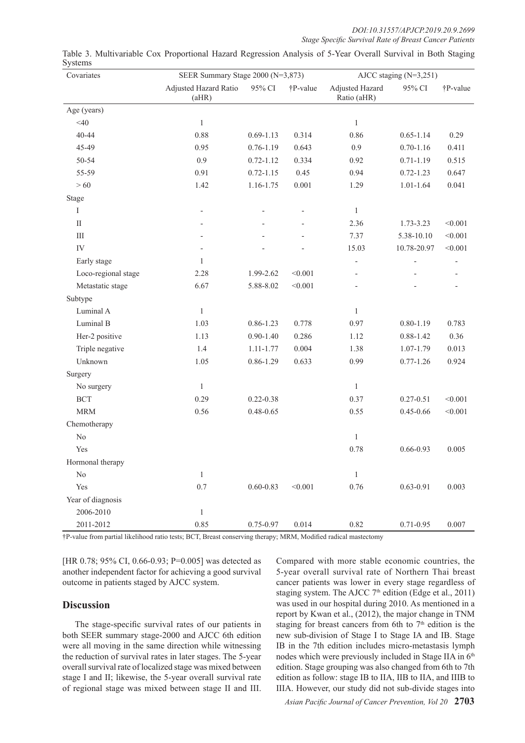Table 3. Multivariable Cox Proportional Hazard Regression Analysis of 5-Year Overall Survival in Both Staging Systems

| Covariates | SEER Summary Stage 2000 (N=3,873) | | | AJCC staging (N=3,251) | | |
|---|---|---|---|---|---|---|
| | Adjusted Hazard Ratio (aHR) | 95% CI | †P-value | Adjusted Hazard Ratio (aHR) | 95% CI | †P-value |
| Age (years) | | | | | | |
| <40 | 1 | | | 1 | | |
| 40-44 | 0.88 | 0.69-1.13 | 0.314 | 0.86 | 0.65-1.14 | 0.29 |
| 45-49 | 0.95 | 0.76-1.19 | 0.643 | 0.9 | 0.70-1.16 | 0.411 |
| 50-54 | 0.9 | 0.72-1.12 | 0.334 | 0.92 | 0.71-1.19 | 0.515 |
| 55-59 | 0.91 | 0.72-1.15 | 0.45 | 0.94 | 0.72-1.23 | 0.647 |
| > 60 | 1.42 | 1.16-1.75 | 0.001 | 1.29 | 1.01-1.64 | 0.041 |
| Stage | | | | | | |
| I | - | - | - | 1 | | |
| II | - | - | - | 2.36 | 1.73-3.23 | <0.001 |
| III | - | - | - | 7.37 | 5.38-10.10 | <0.001 |
| IV | - | - | - | 15.03 | 10.78-20.97 | <0.001 |
| Early stage | 1 | | | - | - | - |
| Loco-regional stage | 2.28 | 1.99-2.62 | <0.001 | - | - | - |
| Metastatic stage | 6.67 | 5.88-8.02 | <0.001 | - | - | - |
| Subtype | | | | | | |
| Luminal A | 1 | | | 1 | | |
| Luminal B | 1.03 | 0.86-1.23 | 0.778 | 0.97 | 0.80-1.19 | 0.783 |
| Her-2 positive | 1.13 | 0.90-1.40 | 0.286 | 1.12 | 0.88-1.42 | 0.36 |
| Triple negative | 1.4 | 1.11-1.77 | 0.004 | 1.38 | 1.07-1.79 | 0.013 |
| Unknown | 1.05 | 0.86-1.29 | 0.633 | 0.99 | 0.77-1.26 | 0.924 |
| Surgery | | | | | | |
| No surgery | 1 | | | 1 | | |
| BCT | 0.29 | 0.22-0.38 | | 0.37 | 0.27-0.51 | <0.001 |
| MRM | 0.56 | 0.48-0.65 | | 0.55 | 0.45-0.66 | <0.001 |
| Chemotherapy | | | | | | |
| No | | | | 1 | | |
| Yes | | | | 0.78 | 0.66-0.93 | 0.005 |
| Hormonal therapy | | | | | | |
| No | 1 | | | 1 | | |
| Yes | 0.7 | 0.60-0.83 | <0.001 | 0.76 | 0.63-0.91 | 0.003 |
| Year of diagnosis | | | | | | |
| 2006-2010 | 1 | | | | | |
| 2011-2012 | 0.85 | 0.75-0.97 | 0.014 | 0.82 | 0.71-0.95 | 0.007 |

†P-value from partial likelihood ratio tests; BCT, Breast conserving therapy; MRM, Modified radical mastectomy

[HR 0.78; 95% CI, 0.66-0.93; P=0.005] was detected as another independent factor for achieving a good survival outcome in patients staged by AJCC system.

## Discussion

The stage-specific survival rates of our patients in both SEER summary stage-2000 and AJCC 6th edition were all moving in the same direction while witnessing the reduction of survival rates in later stages. The 5-year overall survival rate of localized stage was mixed between stage I and II; likewise, the 5-year overall survival rate of regional stage was mixed between stage II and III. Compared with more stable economic countries, the 5-year overall survival rate of Northern Thai breast cancer patients was lower in every stage regardless of staging system. The AJCC 7th edition (Edge et al., 2011) was used in our hospital during 2010. As mentioned in a report by Kwan et al., (2012), the major change in TNM staging for breast cancers from 6th to 7th edition is the new sub-division of Stage I to Stage IA and IB. Stage IB in the 7th edition includes micro-metastasis lymph nodes which were previously included in Stage IIA in 6th edition. Stage grouping was also changed from 6th to 7th edition as follow: stage IB to IIA, IIB to IIA, and IIIB to IIIA. However, our study did not sub-divide stages into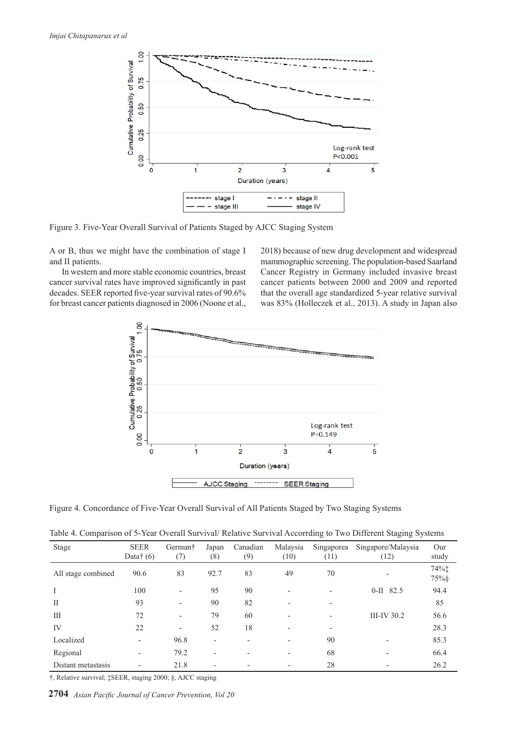Figure 3. Five-Year Overall Survival of Patients Staged by AJCC Staging System

A or B, thus we might have the combination of stage I and II patients.

In western and more stable economic countries, breast cancer survival rates have improved significantly in past decades. SEER reported five-year survival rates of 90.6% for breast cancer patients diagnosed in 2006 (Noone et al., 2018) because of new drug development and widespread mammographic screening. The population-based Saarland Cancer Registry in Germany included invasive breast cancer patients between 2000 and 2009 and reported that the overall age standardized 5-year relative survival was 83% (Holleczek et al., 2013). A study in Japan also

Figure 4. Concordance of Five-Year Overall Survival of All Patients Staged by Two Staging Systems

Table 4. Comparison of 5-Year Overall Survival/ Relative Survival Accorrding to Two Different Staging Systems

| Stage | SEER Data† (6) | German† (7) | Japan (8) | Canadian (9) | Malaysia (10) | Singaporea (11) | Singapore/Malaysia (12) | Our study |
|---|---|---|---|---|---|---|---|---|
| All stage combined | 90.6 | 83 | 92.7 | 83 | 49 | 70 | - | 74%‡ 75%§ |
| I | 100 | - | 95 | 90 | - | - | 0-II 82.5 | 94.4 |
| II | 93 | - | 90 | 82 | - | - | | 85 |
| III | 72 | - | 79 | 60 | - | - | III-IV 30.2 | 56.6 |
| IV | 22 | - | 52 | 18 | - | - | | 28.3 |
| Localized | - | 96.8 | - | - | - | 90 | - | 85.3 |
| Regional | - | 79.2 | - | - | - | 68 | - | 66.4 |
| Distant metastasis | - | 21.8 | - | - | - | 28 | - | 26.2 |

†, Relative survival; ‡SEER, staging 2000; §, AJCC staging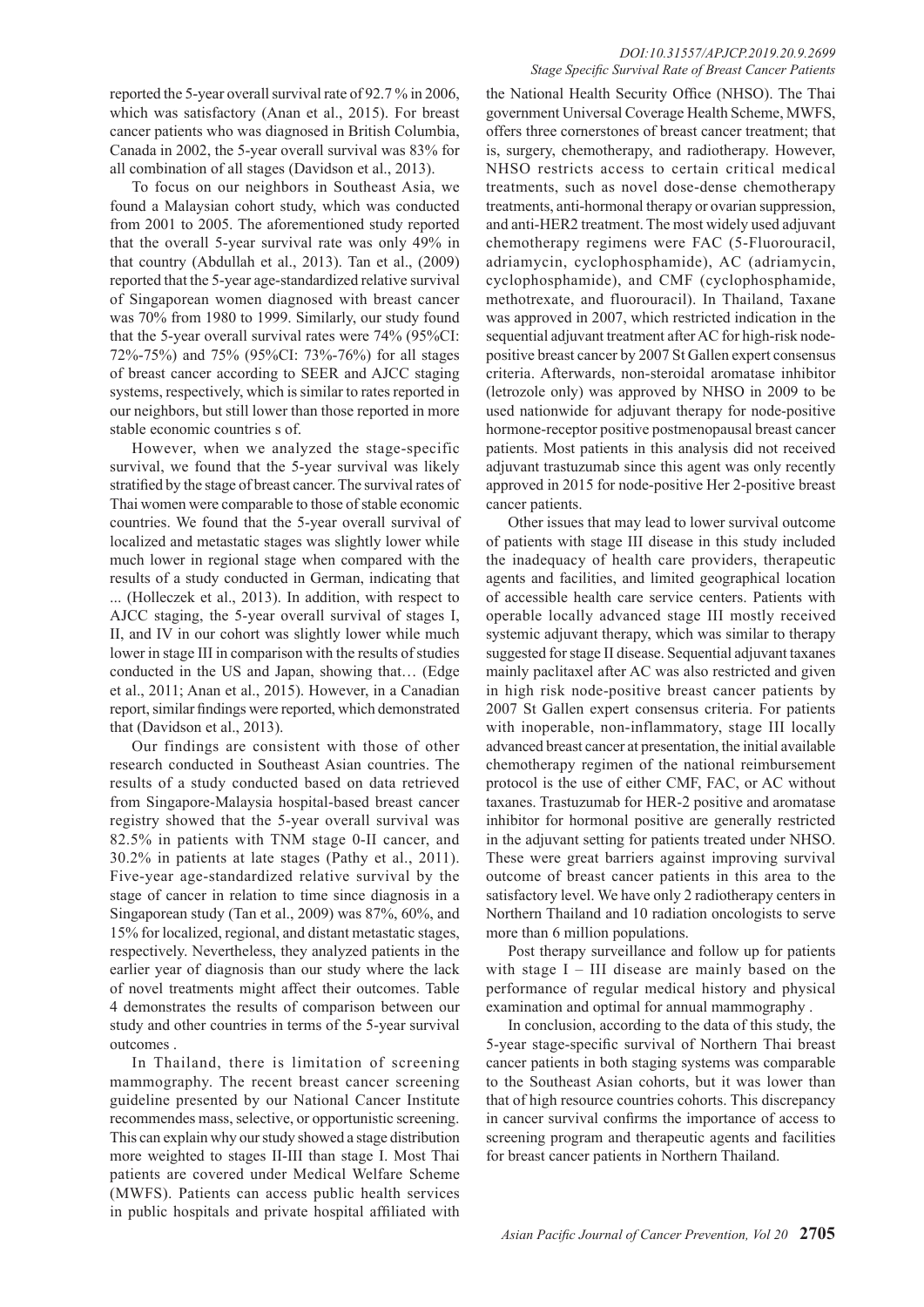reported the 5-year overall survival rate of 92.7 % in 2006, which was satisfactory (Anan et al., 2015). For breast cancer patients who was diagnosed in British Columbia, Canada in 2002, the 5-year overall survival was 83% for all combination of all stages (Davidson et al., 2013).

To focus on our neighbors in Southeast Asia, we found a Malaysian cohort study, which was conducted from 2001 to 2005. The aforementioned study reported that the overall 5-year survival rate was only 49% in that country (Abdullah et al., 2013). Tan et al., (2009) reported that the 5-year age-standardized relative survival of Singaporean women diagnosed with breast cancer was 70% from 1980 to 1999. Similarly, our study found that the 5-year overall survival rates were 74% (95%CI: 72%-75%) and 75% (95%CI: 73%-76%) for all stages of breast cancer according to SEER and AJCC staging systems, respectively, which is similar to rates reported in our neighbors, but still lower than those reported in more stable economic countries s of.

However, when we analyzed the stage-specific survival, we found that the 5-year survival was likely stratified by the stage of breast cancer. The survival rates of Thai women were comparable to those of stable economic countries. We found that the 5-year overall survival of localized and metastatic stages was slightly lower while much lower in regional stage when compared with the results of a study conducted in German, indicating that ... (Holleczek et al., 2013). In addition, with respect to AJCC staging, the 5-year overall survival of stages I, II, and IV in our cohort was slightly lower while much lower in stage III in comparison with the results of studies conducted in the US and Japan, showing that… (Edge et al., 2011; Anan et al., 2015). However, in a Canadian report, similar findings were reported, which demonstrated that (Davidson et al., 2013).

Our findings are consistent with those of other research conducted in Southeast Asian countries. The results of a study conducted based on data retrieved from Singapore-Malaysia hospital-based breast cancer registry showed that the 5-year overall survival was 82.5% in patients with TNM stage 0-II cancer, and 30.2% in patients at late stages (Pathy et al., 2011). Five-year age-standardized relative survival by the stage of cancer in relation to time since diagnosis in a Singaporean study (Tan et al., 2009) was 87%, 60%, and 15% for localized, regional, and distant metastatic stages, respectively. Nevertheless, they analyzed patients in the earlier year of diagnosis than our study where the lack of novel treatments might affect their outcomes. Table 4 demonstrates the results of comparison between our study and other countries in terms of the 5-year survival outcomes .

In Thailand, there is limitation of screening mammography. The recent breast cancer screening guideline presented by our National Cancer Institute recommendes mass, selective, or opportunistic screening. This can explain why our study showed a stage distribution more weighted to stages II-III than stage I. Most Thai patients are covered under Medical Welfare Scheme (MWFS). Patients can access public health services in public hospitals and private hospital affiliated with the National Health Security Office (NHSO). The Thai government Universal Coverage Health Scheme, MWFS, offers three cornerstones of breast cancer treatment; that is, surgery, chemotherapy, and radiotherapy. However, NHSO restricts access to certain critical medical treatments, such as novel dose-dense chemotherapy treatments, anti-hormonal therapy or ovarian suppression, and anti-HER2 treatment. The most widely used adjuvant chemotherapy regimens were FAC (5-Fluorouracil, adriamycin, cyclophosphamide), AC (adriamycin, cyclophosphamide), and CMF (cyclophosphamide, methotrexate, and fluorouracil). In Thailand, Taxane was approved in 2007, which restricted indication in the sequential adjuvant treatment after AC for high-risk node-positive breast cancer by 2007 St Gallen expert consensus criteria. Afterwards, non-steroid aromatase inhibitor (letrozole only) was approved by NHSO in 2009 to be used nationwide for adjuvant therapy for node-positive hormone-receptor positive postmenopausal breast cancer patients. Most patients in this analysis did not received adjuvant trastuzumab since this agent was only recently approved in 2015 for node-positive Her 2-positive breast cancer patients.

Other issues that may lead to lower survival outcome of patients with stage III disease in this study included the inadequacy of health care providers, therapeutic agents and facilities, and limited geographical location of accessible health care service centers. Patients with operable locally advanced stage III mostly received systemic adjuvant therapy, which was similar to therapy suggested for stage II disease. Sequential adjuvant taxanes mainly paclitaxel after AC was also restricted and given in high risk node-positive breast cancer patients by 2007 St Gallen expert consensus criteria. For patients with inoperable, non-inflammatory, stage III locally advanced breast cancer at presentation, the initial available chemotherapy regimen of the national reimbursement protocol is the use of either CMF, FAC, or AC without taxanes. Trastuzumab for HER-2 positive and aromatase inhibitor for hormonal positive are generally restricted in the adjuvant setting for patients treated under NHSO. These were great barriers against improving survival outcome of breast cancer patients in this area to the satisfactory level. We have only 2 radiotherapy centers in Northern Thailand and 10 radiation oncologists to serve more than 6 million populations.

Post therapy surveillance and follow up for patients with stage I – III disease are mainly based on the performance of regular medical history and physical examination and optimal for annual mammography .

In conclusion, according to the data of this study, the 5-year stage-specific survival of Northern Thai breast cancer patients in both staging systems was comparable to the Southeast Asian cohorts, but it was lower than that of high resource countries cohorts. This discrepancy in cancer survival confirms the importance of access to screening program and therapeutic agents and facilities for breast cancer patients in Northern Thailand.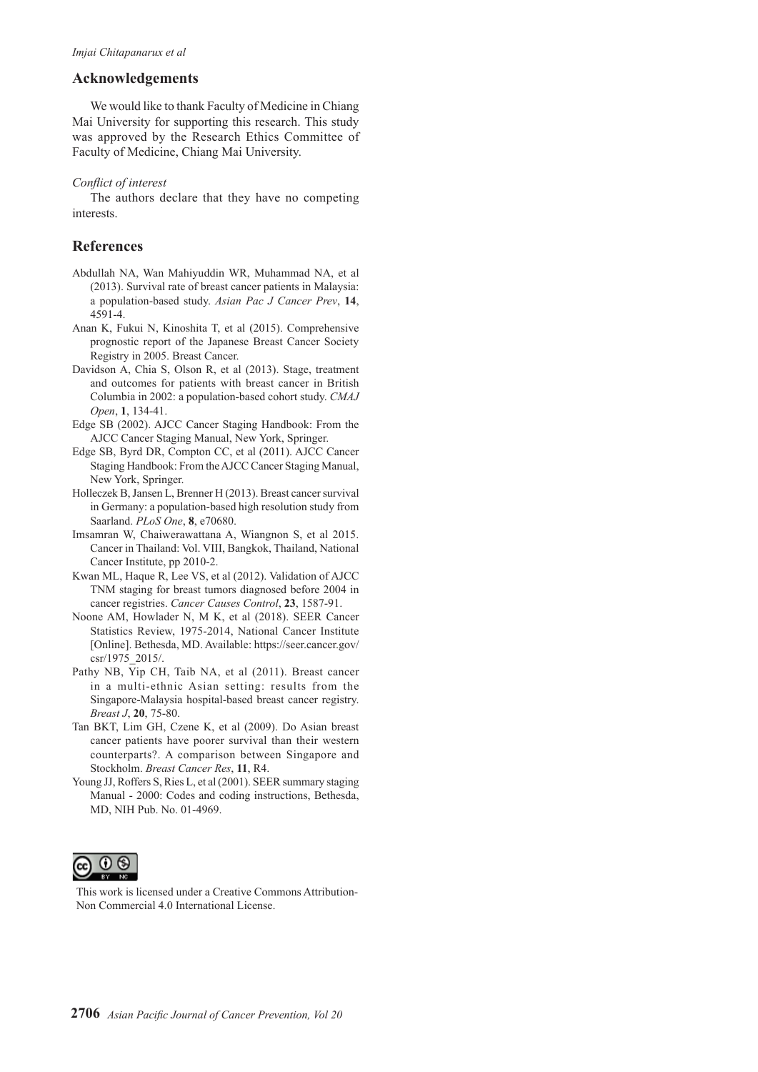## Acknowledgements

We would like to thank Faculty of Medicine in Chiang Mai University for supporting this research. This study was approved by the Research Ethics Committee of Faculty of Medicine, Chiang Mai University.

*Conflict of interest*

The authors declare that they have no competing interests.

## References

Abdullah NA, Wan Mahiyuddin WR, Muhammad NA, et al (2013). Survival rate of breast cancer patients in Malaysia: a population-based study. *Asian Pac J Cancer Prev*, **14**, 4591-4.

Anan K, Fukui N, Kinoshita T, et al (2015). Comprehensive prognostic report of the Japanese Breast Cancer Society Registry in 2005. Breast Cancer.

Davidson A, Chia S, Olson R, et al (2013). Stage, treatment and outcomes for patients with breast cancer in British Columbia in 2002: a population-based cohort study. *CMAJ Open*, **1**, 134-41.

Edge SB (2002). AJCC Cancer Staging Handbook: From the AJCC Cancer Staging Manual, New York, Springer.

Edge SB, Byrd DR, Compton CC, et al (2011). AJCC Cancer Staging Handbook: From the AJCC Cancer Staging Manual, New York, Springer.

Holleczek B, Jansen L, Brenner H (2013). Breast cancer survival in Germany: a population-based high resolution study from Saarland. *PLoS One*, **8**, e70680.

Imsamran W, Chaiwerawattana A, Wiangnon S, et al 2015. Cancer in Thailand: Vol. VIII, Bangkok, Thailand, National Cancer Institute, pp 2010-2.

Kwan ML, Haque R, Lee VS, et al (2012). Validation of AJCC TNM staging for breast tumors diagnosed before 2004 in cancer registries. *Cancer Causes Control*, **23**, 1587-91.

Noone AM, Howlader N, M K, et al (2018). SEER Cancer Statistics Review, 1975-2014, National Cancer Institute [Online]. Bethesda, MD. Available: https://seer.cancer.gov/csr/1975_2015/.

Pathy NB, Yip CH, Taib NA, et al (2011). Breast cancer in a multi-ethnic Asian setting: results from the Singapore-Malaysia hospital-based breast cancer registry. *Breast J*, **20**, 75-80.

Tan BKT, Lim GH, Czene K, et al (2009). Do Asian breast cancer patients have poorer survival than their western counterparts?. A comparison between Singapore and Stockholm. *Breast Cancer Res*, **11**, R4.

Young JJ, Roffers S, Ries L, et al (2001). SEER summary staging Manual - 2000: Codes and coding instructions, Bethesda, MD, NIH Pub. No. 01-4969.

This work is licensed under a Creative Commons Attribution-Non Commercial 4.0 International License.